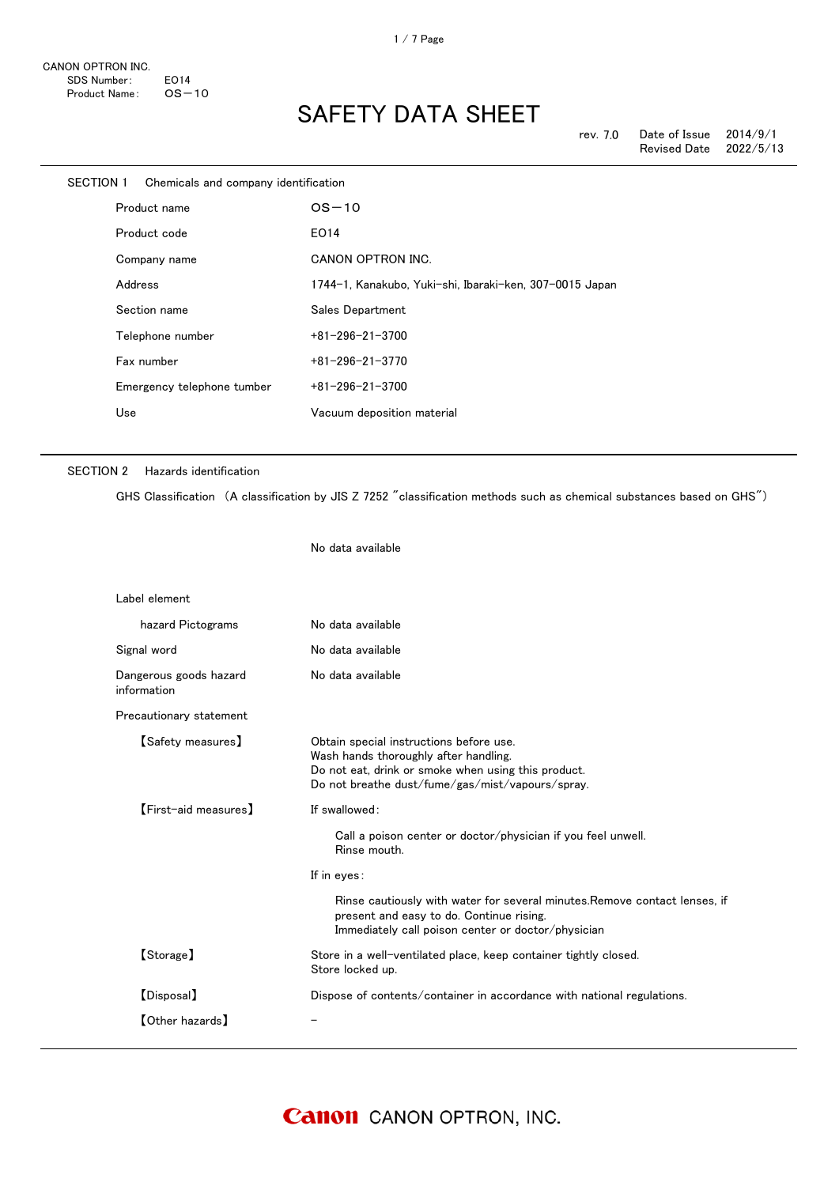CANON OPTRON INC.
SDS Number: EO14
Product Name: OS－10

# SAFETY DATA SHEET

rev. 7.0 | Date of Issue 2014/9/1 | Revised Date 2022/5/13

## SECTION 1 Chemicals and company identification

| | |
|---|---|
| Product name | OS－10 |
| Product code | EO14 |
| Company name | CANON OPTRON INC. |
| Address | 1744-1, Kanakubo, Yuki-shi, Ibaraki-ken, 307-0015 Japan |
| Section name | Sales Department |
| Telephone number | +81-296-21-3700 |
| Fax number | +81-296-21-3770 |
| Emergency telephone tumber | +81-296-21-3700 |
| Use | Vacuum deposition material |

## SECTION 2 Hazards identification

GHS Classification （A classification by JIS Z 7252 ″classification methods such as chemical substances based on GHS″）

No data available

Label element

| | |
|---|---|
| hazard Pictograms | No data available |
| Signal word | No data available |
| Dangerous goods hazard information | No data available |

Precautionary statement

【Safety measures】

Obtain special instructions before use.
Wash hands thoroughly after handling.
Do not eat, drink or smoke when using this product.
Do not breathe dust/fume/gas/mist/vapours/spray.

【First-aid measures】

If swallowed:

Call a poison center or doctor/physician if you feel unwell.
Rinse mouth.

If in eyes:

Rinse cautiously with water for several minutes.Remove contact lenses, if present and easy to do. Continue rising.
Immediately call poison center or doctor/physician

【Storage】

Store in a well-ventilated place, keep container tightly closed.
Store locked up.

【Disposal】

Dispose of contents/container in accordance with national regulations.

【Other hazards】

－

CANON OPTRON, INC.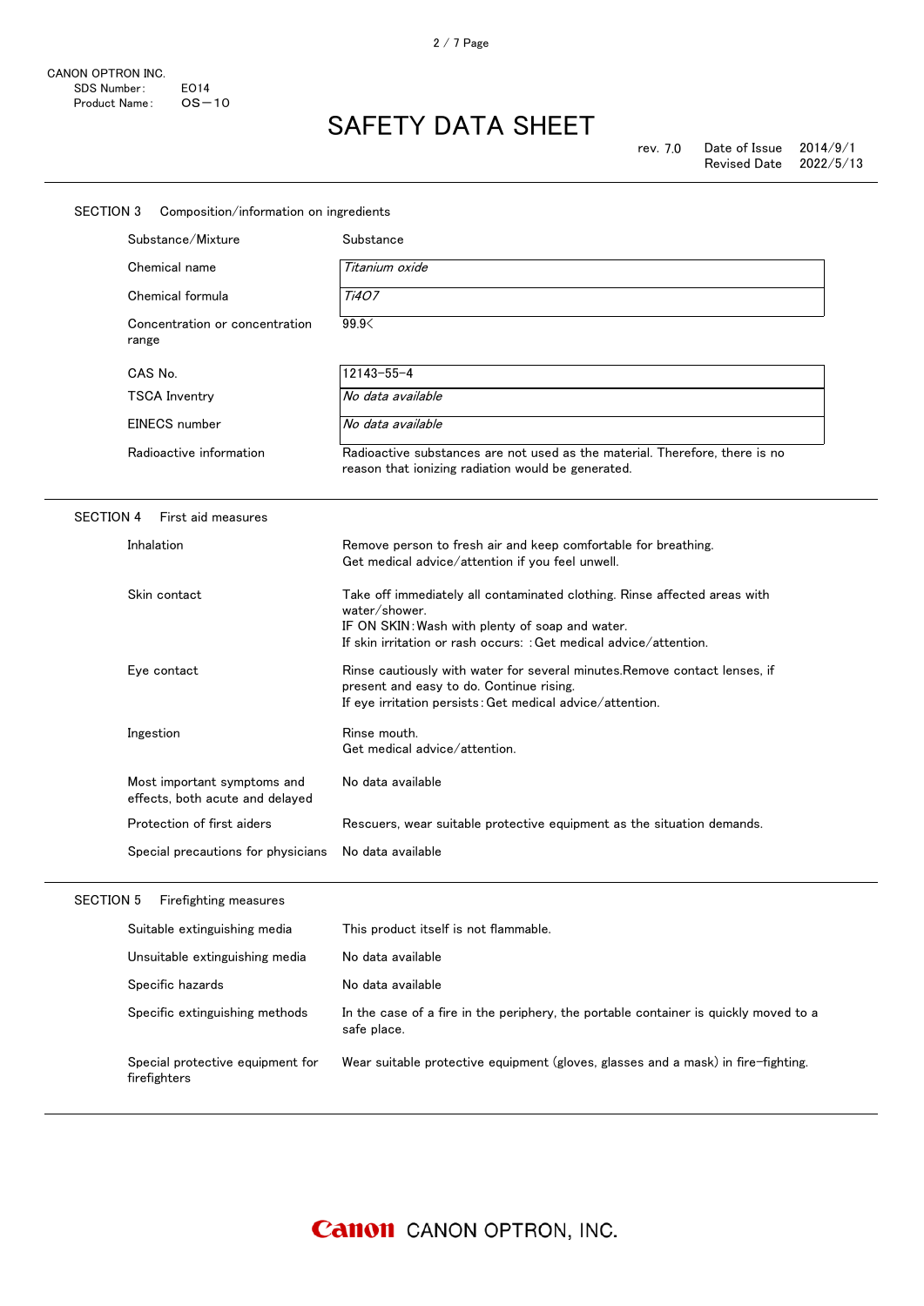CANON OPTRON INC.
SDS Number: E014
Product Name: OS−10

# SAFETY DATA SHEET

rev. 7.0 Date of Issue 2014/9/1
Revised Date 2022/5/13

## SECTION 3 Composition/information on ingredients

| | |
|---|---|
| Substance/Mixture | Substance |
| Chemical name | *Titanium oxide* |
| Chemical formula | *$Ti_4O_7$* |
| Concentration or concentration range | 99.9< |
| CAS No. | 12143−55−4 |
| TSCA Inventry | *No data available* |
| EINECS number | *No data available* |
| Radioactive information | Radioactive substances are not used as the material. Therefore, there is no reason that ionizing radiation would be generated. |

## SECTION 4 First aid measures

| | |
|---|---|
| Inhalation | Remove person to fresh air and keep comfortable for breathing.<br>Get medical advice/attention if you feel unwell. |
| Skin contact | Take off immediately all contaminated clothing. Rinse affected areas with water/shower.<br>IF ON SKIN:Wash with plenty of soap and water.<br>If skin irritation or rash occurs: :Get medical advice/attention. |
| Eye contact | Rinse cautiously with water for several minutes.Remove contact lenses, if present and easy to do. Continue rising.<br>If eye irritation persists:Get medical advice/attention. |
| Ingestion | Rinse mouth.<br>Get medical advice/attention. |
| Most important symptoms and effects, both acute and delayed | No data available |
| Protection of first aiders | Rescuers, wear suitable protective equipment as the situation demands. |
| Special precautions for physicians | No data available |

## SECTION 5 Firefighting measures

| | |
|---|---|
| Suitable extinguishing media | This product itself is not flammable. |
| Unsuitable extinguishing media | No data available |
| Specific hazards | No data available |
| Specific extinguishing methods | In the case of a fire in the periphery, the portable container is quickly moved to a safe place. |
| Special protective equipment for firefighters | Wear suitable protective equipment (gloves, glasses and a mask) in fire-fighting. |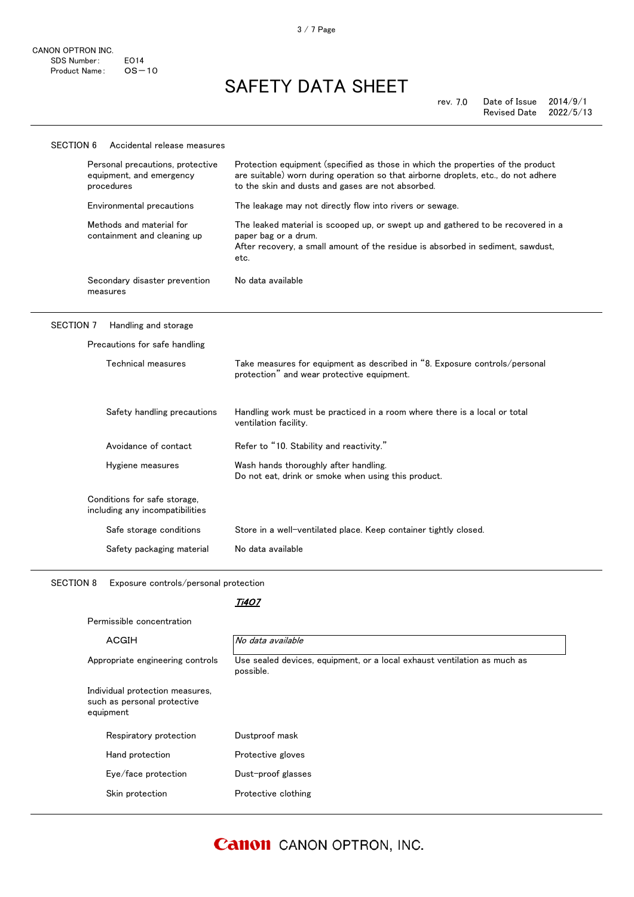## SECTION 6 Accidental release measures

| | |
|---|---|
| Personal precautions, protective equipment, and emergency procedures | Protection equipment (specified as those in which the properties of the product are suitable) worn during operation so that airborne droplets, etc., do not adhere to the skin and dusts and gases are not absorbed. |
| Environmental precautions | The leakage may not directly flow into rivers or sewage. |
| Methods and material for containment and cleaning up | The leaked material is scooped up, or swept up and gathered to be recovered in a paper bag or a drum.<br>After recovery, a small amount of the residue is absorbed in sediment, sawdust, etc. |
| Secondary disaster prevention measures | No data available |

## SECTION 7 Handling and storage

**Precautions for safe handling**

| | |
|---|---|
| Technical measures | Take measures for equipment as described in "8. Exposure controls/personal protection" and wear protective equipment. |
| Safety handling precautions | Handling work must be practiced in a room where there is a local or total ventilation facility. |
| Avoidance of contact | Refer to "10. Stability and reactivity." |
| Hygiene measures | Wash hands thoroughly after handling.<br>Do not eat, drink or smoke when using this product. |

**Conditions for safe storage, including any incompatibilities**

| | |
|---|---|
| Safe storage conditions | Store in a well-ventilated place. Keep container tightly closed. |
| Safety packaging material | No data available |

## SECTION 8 Exposure controls/personal protection

| | *Ti4O7* |
|---|---|
| Permissible concentration | |
| ACGIH | *No data available* |
| Appropriate engineering controls | Use sealed devices, equipment, or a local exhaust ventilation as much as possible. |

**Individual protection measures, such as personal protective equipment**

| | |
|---|---|
| Respiratory protection | Dustproof mask |
| Hand protection | Protective gloves |
| Eye/face protection | Dust-proof glasses |
| Skin protection | Protective clothing |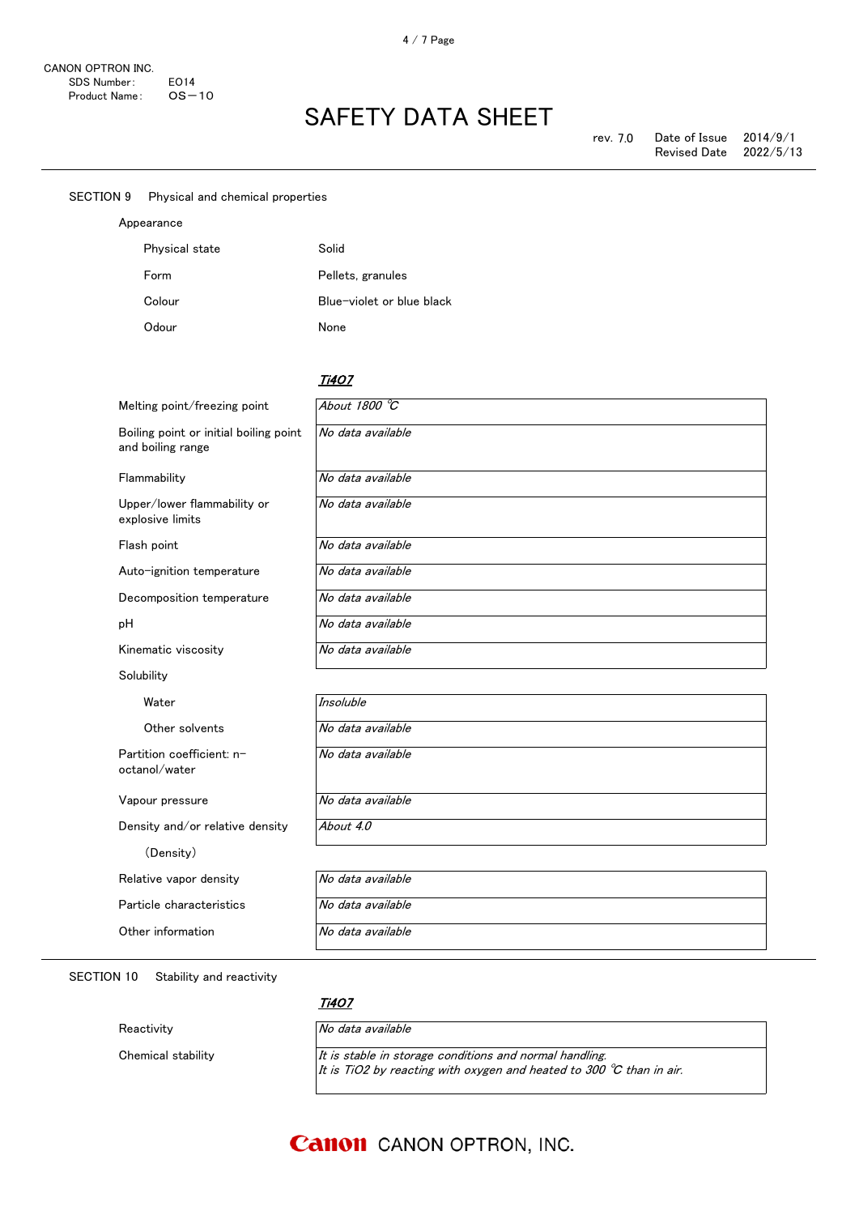CANON OPTRON INC.
SDS Number: E014
Product Name: OS−10

# SAFETY DATA SHEET

rev. 7.0 Date of Issue 2014/9/1
Revised Date 2022/5/13

## SECTION 9 Physical and chemical properties

Appearance

| | |
|---|---|
| Physical state | Solid |
| Form | Pellets, granules |
| Colour | Blue−violet or blue black |
| Odour | None |

| | *Ti4O7* |
|---|---|
| Melting point/freezing point | *About 1800 ℃* |
| Boiling point or initial boiling point and boiling range | *No data available* |
| Flammability | *No data available* |
| Upper/lower flammability or explosive limits | *No data available* |
| Flash point | *No data available* |
| Auto−ignition temperature | *No data available* |
| Decomposition temperature | *No data available* |
| pH | *No data available* |
| Kinematic viscosity | *No data available* |
| Solubility | |
| Water | *Insoluble* |
| Other solvents | *No data available* |
| Partition coefficient: n−octanol/water | *No data available* |
| Vapour pressure | *No data available* |
| Density and/or relative density | *About 4.0* |
| （Density） | |
| Relative vapor density | *No data available* |
| Particle characteristics | *No data available* |
| Other information | *No data available* |

## SECTION 10 Stability and reactivity

| | *Ti4O7* |
|---|---|
| Reactivity | *No data available* |
| Chemical stability | *It is stable in storage conditions and normal handling.* *It is TiO2 by reacting with oxygen and heated to 300 ℃ than in air.* |

Canon CANON OPTRON, INC.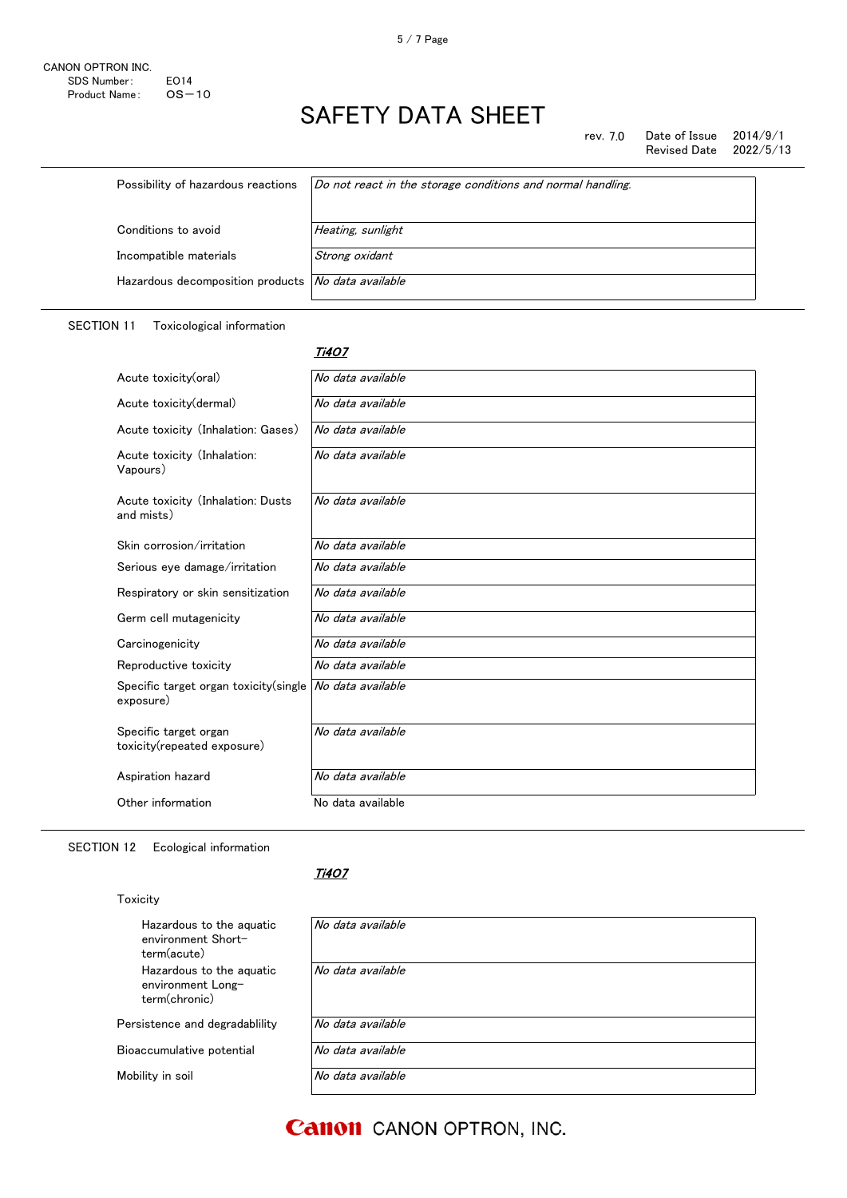CANON OPTRON INC.
SDS Number: E014
Product Name: OS−10

# SAFETY DATA SHEET

rev. 7.0 Date of Issue 2014/9/1
Revised Date 2022/5/13

| | |
|---|---|
| Possibility of hazardous reactions | *Do not react in the storage conditions and normal handling.* |
| Conditions to avoid | *Heating, sunlight* |
| Incompatible materials | *Strong oxidant* |
| Hazardous decomposition products | *No data available* |

## SECTION 11 Toxicological information

***$Ti_4O_7$***

| | |
|---|---|
| Acute toxicity(oral) | *No data available* |
| Acute toxicity(dermal) | *No data available* |
| Acute toxicity (Inhalation: Gases) | *No data available* |
| Acute toxicity (Inhalation: Vapours) | *No data available* |
| Acute toxicity (Inhalation: Dusts and mists) | *No data available* |
| Skin corrosion/irritation | *No data available* |
| Serious eye damage/irritation | *No data available* |
| Respiratory or skin sensitization | *No data available* |
| Germ cell mutagenicity | *No data available* |
| Carcinogenicity | *No data available* |
| Reproductive toxicity | *No data available* |
| Specific target organ toxicity(single exposure) | *No data available* |
| Specific target organ toxicity(repeated exposure) | *No data available* |
| Aspiration hazard | *No data available* |
| Other information | No data available |

## SECTION 12 Ecological information

***$Ti_4O_7$***

Toxicity

| | |
|---|---|
| Hazardous to the aquatic environment Short-term(acute) | *No data available* |
| Hazardous to the aquatic environment Long-term(chronic) | *No data available* |
| Persistence and degradablility | *No data available* |
| Bioaccumulative potential | *No data available* |
| Mobility in soil | *No data available* |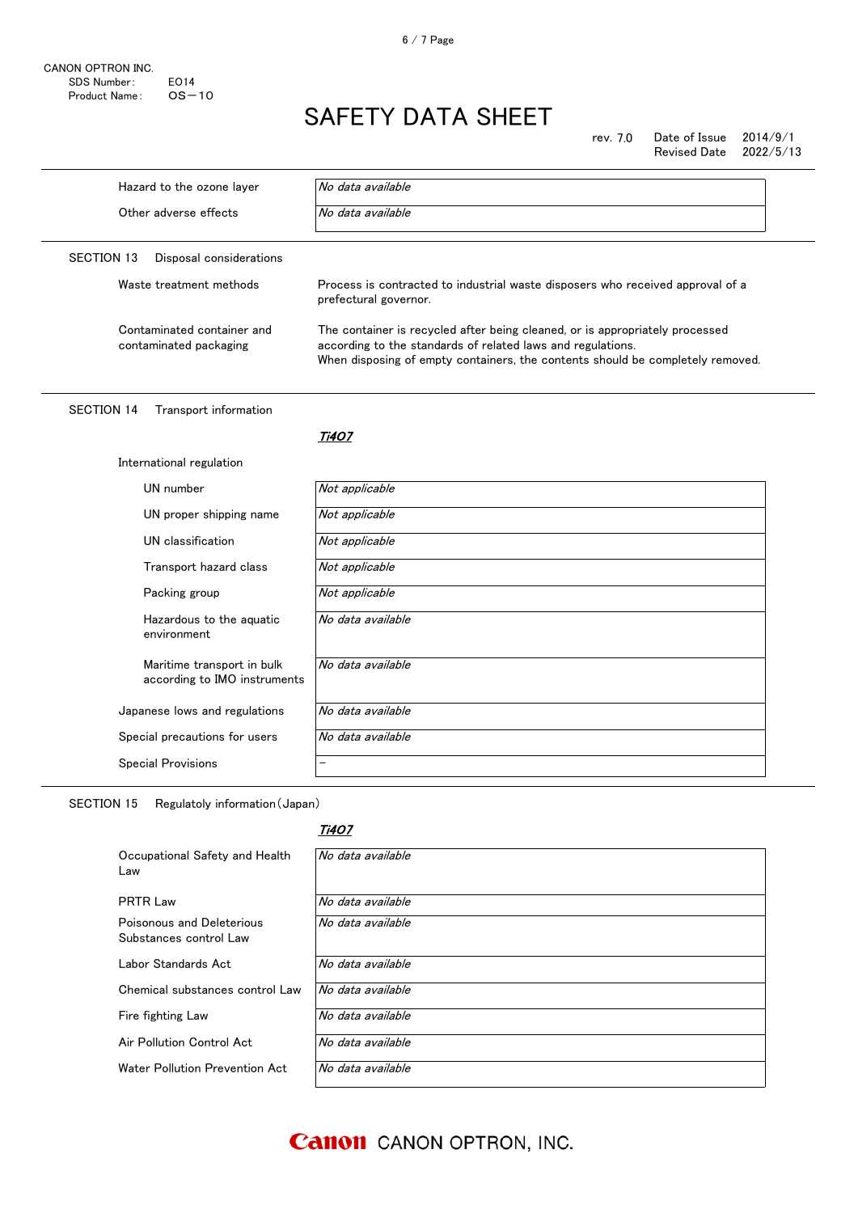| | |
|---|---|
| Hazard to the ozone layer | *No data available* |
| Other adverse effects | *No data available* |

## SECTION 13 Disposal considerations

| | |
|---|---|
| Waste treatment methods | Process is contracted to industrial waste disposers who received approval of a prefectural governor. |
| Contaminated container and contaminated packaging | The container is recycled after being cleaned, or is appropriately processed according to the standards of related laws and regulations. When disposing of empty containers, the contents should be completely removed. |

## SECTION 14 Transport information

***Ti4O7***

International regulation

| | |
|---|---|
| UN number | *Not applicable* |
| UN proper shipping name | *Not applicable* |
| UN classification | *Not applicable* |
| Transport hazard class | *Not applicable* |
| Packing group | *Not applicable* |
| Hazardous to the aquatic environment | *No data available* |
| Maritime transport in bulk according to IMO instruments | *No data available* |
| Japanese lows and regulations | *No data available* |
| Special precautions for users | *No data available* |
| Special Provisions | － |

## SECTION 15 Regulatoly information（Japan）

***Ti4O7***

| | |
|---|---|
| Occupational Safety and Health Law | *No data available* |
| PRTR Law | *No data available* |
| Poisonous and Deleterious Substances control Law | *No data available* |
| Labor Standards Act | *No data available* |
| Chemical substances control Law | *No data available* |
| Fire fighting Law | *No data available* |
| Air Pollution Control Act | *No data available* |
| Water Pollution Prevention Act | *No data available* |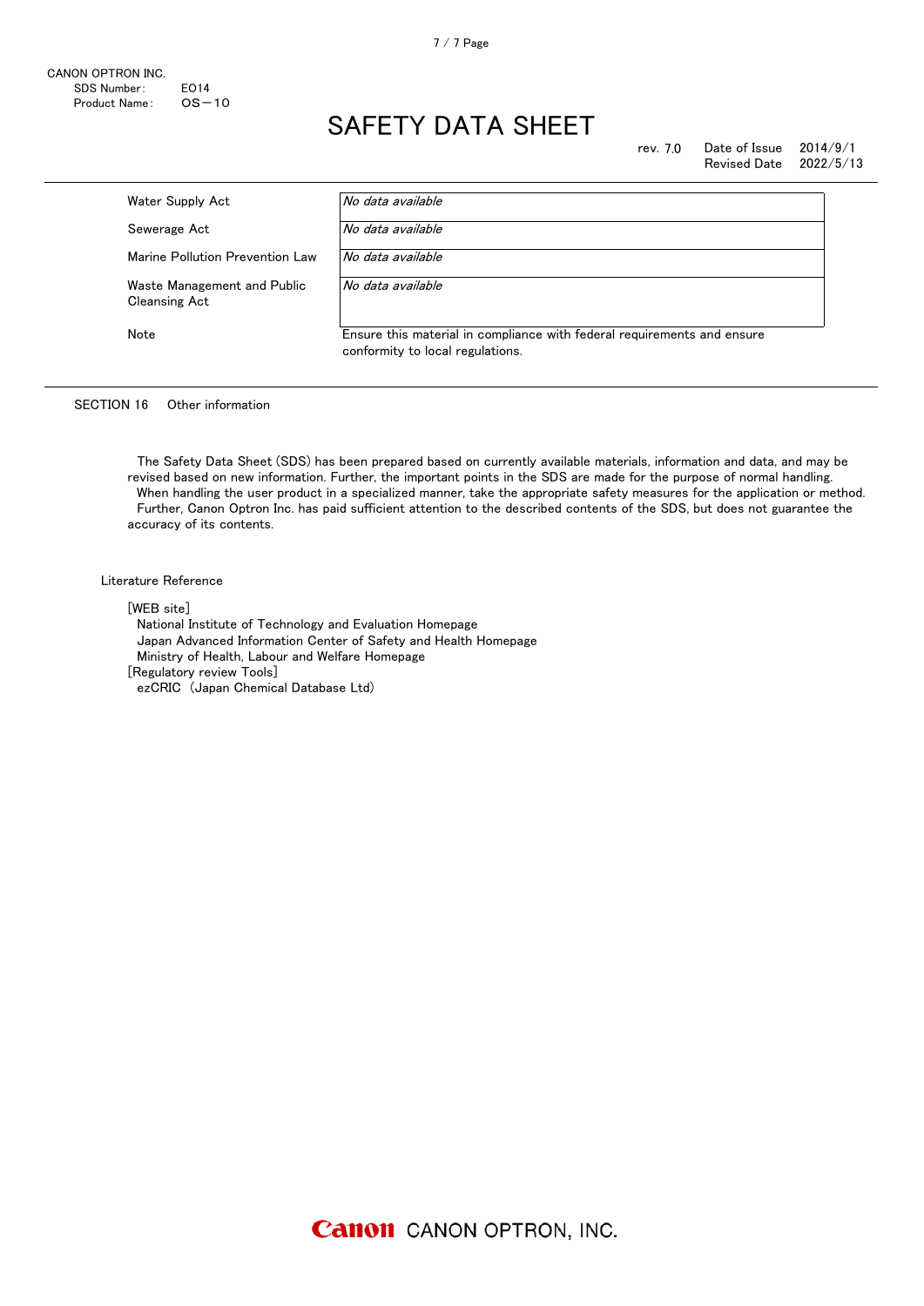| | |
|---|---|
| Water Supply Act | *No data available* |
| Sewerage Act | *No data available* |
| Marine Pollution Prevention Law | *No data available* |
| Waste Management and Public Cleansing Act | *No data available* |
| Note | Ensure this material in compliance with federal requirements and ensure conformity to local regulations. |

## SECTION 16 Other information

The Safety Data Sheet (SDS) has been prepared based on currently available materials, information and data, and may be revised based on new information. Further, the important points in the SDS are made for the purpose of normal handling.
When handling the user product in a specialized manner, take the appropriate safety measures for the application or method.
Further, Canon Optron Inc. has paid sufficient attention to the described contents of the SDS, but does not guarantee the accuracy of its contents.

### Literature Reference

[WEB site]
National Institute of Technology and Evaluation Homepage
Japan Advanced Information Center of Safety and Health Homepage
Ministry of Health, Labour and Welfare Homepage
[Regulatory review Tools]
ezCRIC（Japan Chemical Database Ltd）